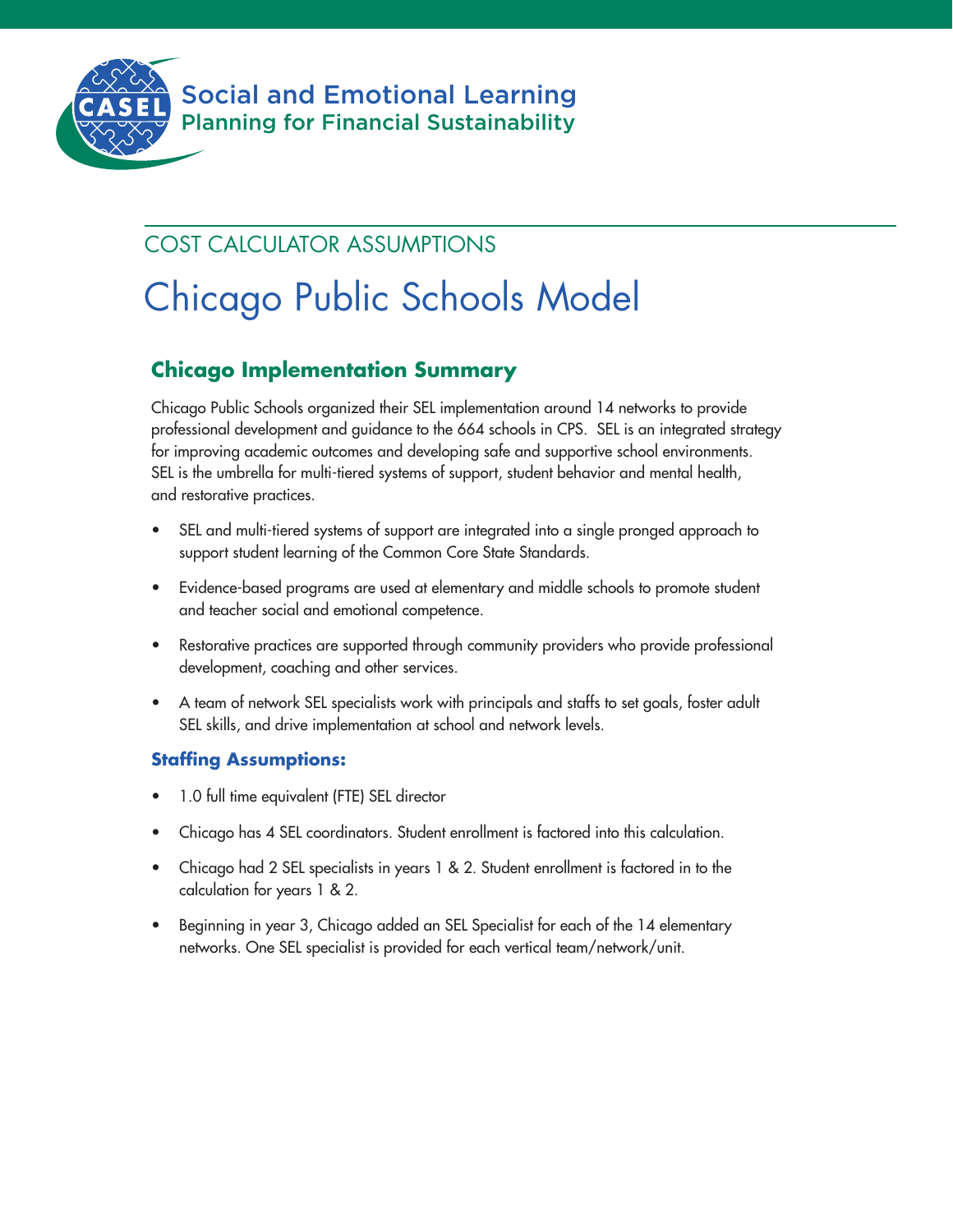Social and Emotional Learning
Planning for Financial Sustainability

COST CALCULATOR ASSUMPTIONS

# Chicago Public Schools Model

## Chicago Implementation Summary

Chicago Public Schools organized their SEL implementation around 14 networks to provide professional development and guidance to the 664 schools in CPS. SEL is an integrated strategy for improving academic outcomes and developing safe and supportive school environments. SEL is the umbrella for multi-tiered systems of support, student behavior and mental health, and restorative practices.

- SEL and multi-tiered systems of support are integrated into a single pronged approach to support student learning of the Common Core State Standards.
- Evidence-based programs are used at elementary and middle schools to promote student and teacher social and emotional competence.
- Restorative practices are supported through community providers who provide professional development, coaching and other services.
- A team of network SEL specialists work with principals and staffs to set goals, foster adult SEL skills, and drive implementation at school and network levels.

### Staffing Assumptions:

- 1.0 full time equivalent (FTE) SEL director
- Chicago has 4 SEL coordinators. Student enrollment is factored into this calculation.
- Chicago had 2 SEL specialists in years 1 & 2. Student enrollment is factored in to the calculation for years 1 & 2.
- Beginning in year 3, Chicago added an SEL Specialist for each of the 14 elementary networks. One SEL specialist is provided for each vertical team/network/unit.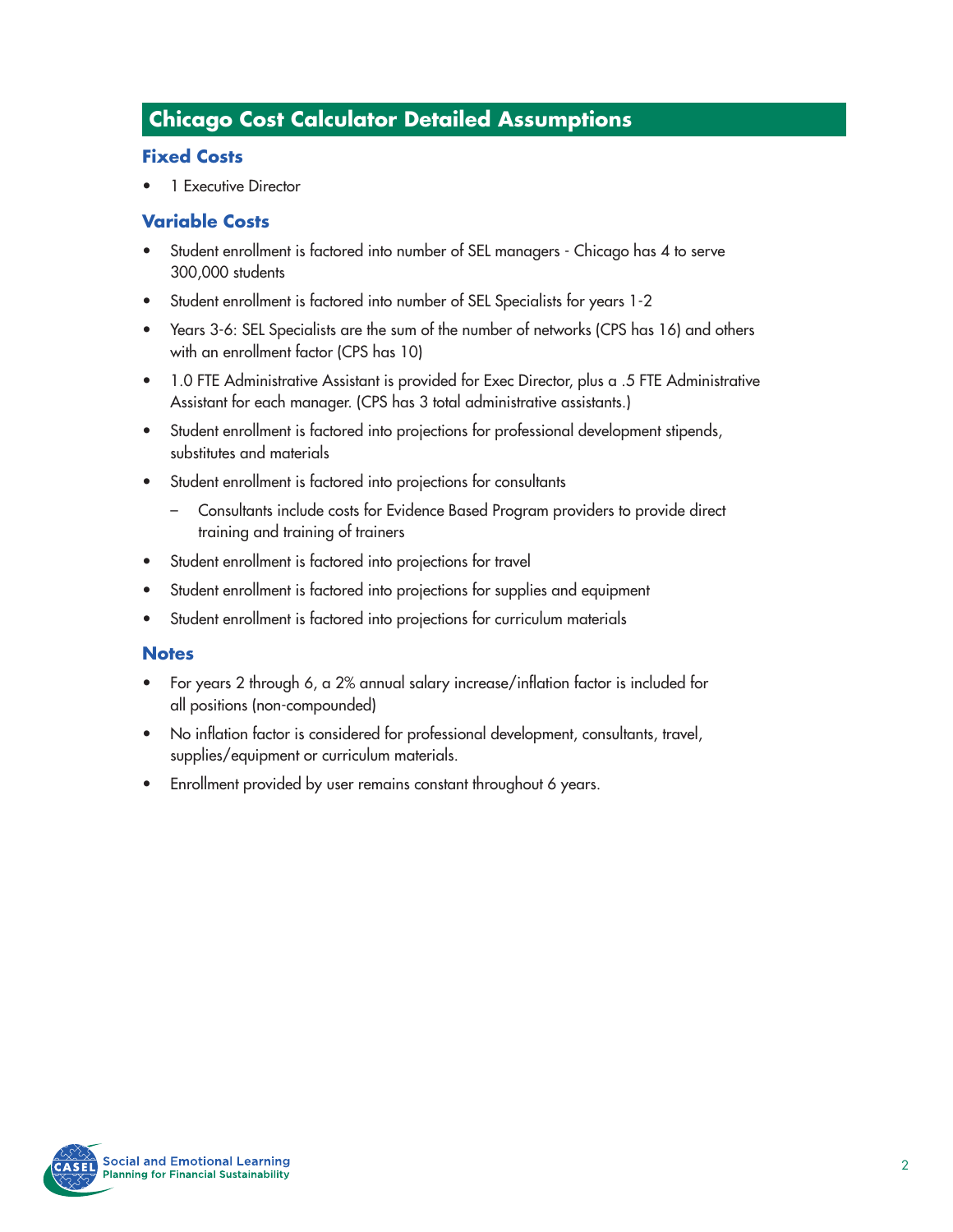## Chicago Cost Calculator Detailed Assumptions

### Fixed Costs

- 1 Executive Director

### Variable Costs

- Student enrollment is factored into number of SEL managers - Chicago has 4 to serve 300,000 students
- Student enrollment is factored into number of SEL Specialists for years 1-2
- Years 3-6: SEL Specialists are the sum of the number of networks (CPS has 16) and others with an enrollment factor (CPS has 10)
- 1.0 FTE Administrative Assistant is provided for Exec Director, plus a .5 FTE Administrative Assistant for each manager. (CPS has 3 total administrative assistants.)
- Student enrollment is factored into projections for professional development stipends, substitutes and materials
- Student enrollment is factored into projections for consultants
  - Consultants include costs for Evidence Based Program providers to provide direct training and training of trainers
- Student enrollment is factored into projections for travel
- Student enrollment is factored into projections for supplies and equipment
- Student enrollment is factored into projections for curriculum materials

### Notes

- For years 2 through 6, a 2% annual salary increase/inflation factor is included for all positions (non-compounded)
- No inflation factor is considered for professional development, consultants, travel, supplies/equipment or curriculum materials.
- Enrollment provided by user remains constant throughout 6 years.